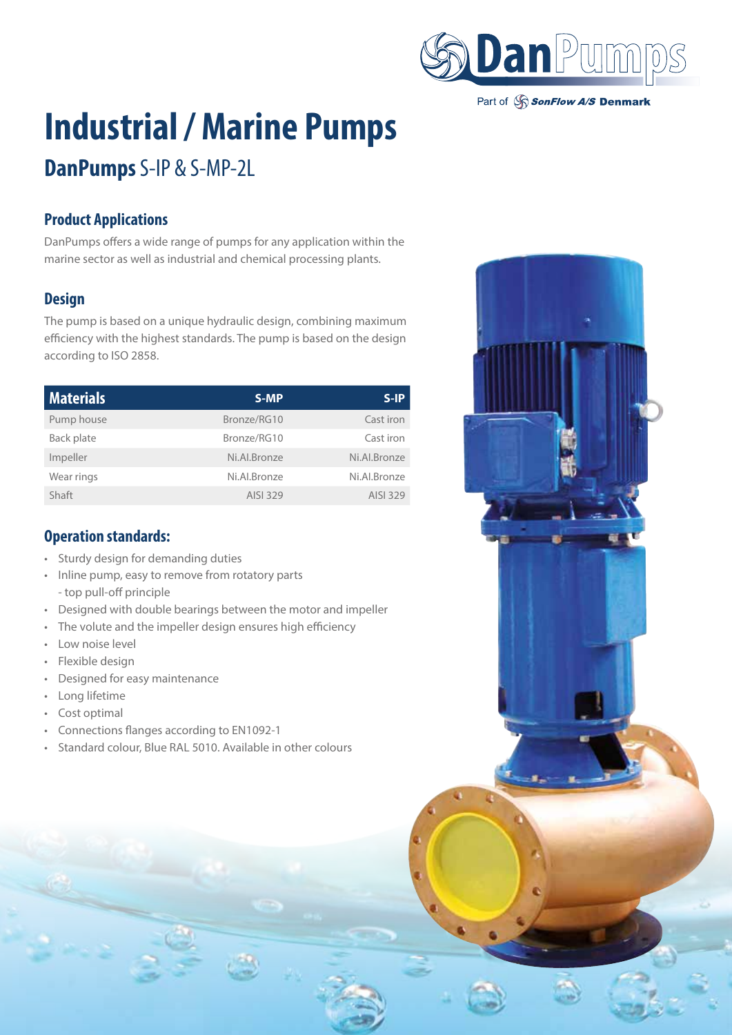# Industrial / Marine Pumps

## DanPumps S-IP & S-MP-2L

### Product Applications

DanPumps offers a wide range of pumps for any application within the marine sector as well as industrial and chemical processing plants.

### Design

The pump is based on a unique hydraulic design, combining maximum efficiency with the highest standards. The pump is based on the design according to ISO 2858.

| Materials | S-MP | S-IP |
|---|---|---|
| Pump house | Bronze/RG10 | Cast iron |
| Back plate | Bronze/RG10 | Cast iron |
| Impeller | Ni.Al.Bronze | Ni.Al.Bronze |
| Wear rings | Ni.Al.Bronze | Ni.Al.Bronze |
| Shaft | AISI 329 | AISI 329 |

### Operation standards:

- Sturdy design for demanding duties
- Inline pump, easy to remove from rotatory parts - top pull-off principle
- Designed with double bearings between the motor and impeller
- The volute and the impeller design ensures high efficiency
- Low noise level
- Flexible design
- Designed for easy maintenance
- Long lifetime
- Cost optimal
- Connections flanges according to EN1092-1
- Standard colour, Blue RAL 5010. Available in other colours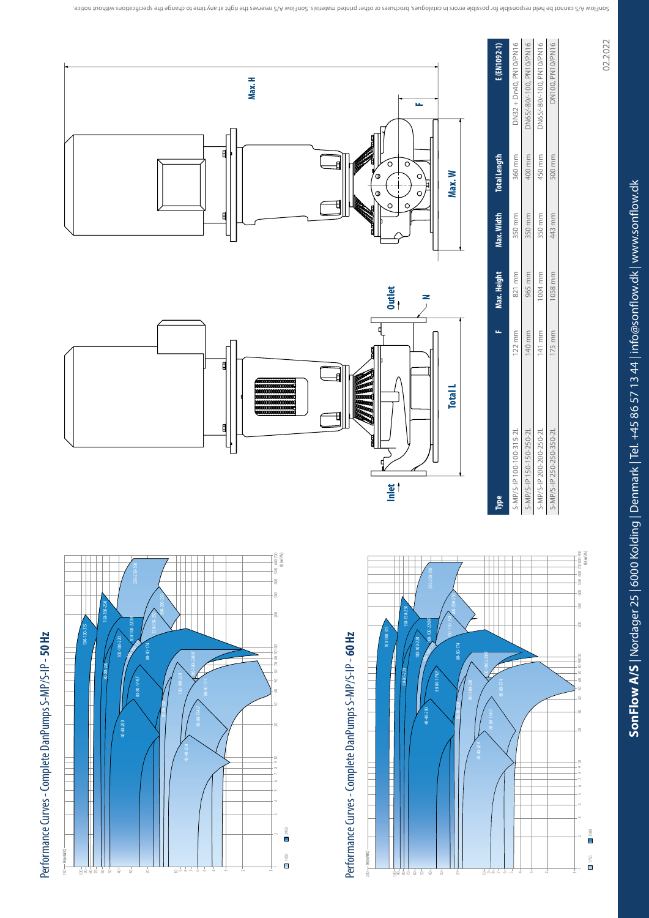# Performance Curves - Complete DanPumps S-MP/S-IP - **50 Hz**

H (mWC)

Q (m³/h)

1450

2950

100-100-315
150-150-250
80-80-220
100-100-220
200-200-250
100-100-220HF
250-250-350
150-150-250
80-80-174
40-40-200
80-80-174LF
100-100-220
100-100-220HF
80-80-174
80-80-174LF
40-40-200

# Performance Curves - Complete DanPumps S-MP/S-IP - **60 Hz**

H (mWC)

Q (m³/h)

1750

3500

100-100-315
150-150-250
80-80-220
100-100-220
100-100-220HF
250-250-350
200-200-250
150-150-250
80-80-174
80-80-174LF
40-40-200
100-100-220
100-100-220HF
80-80-174
80-80-174LF
40-40-200

Inlet

Outlet

N

Total L

F

Max. W

Max. H

| Type | F | Max. Height | Max. Width | Total Length | E (EN1092-1) |
|---|---|---|---|---|---|
| S-MP/S-IP 100-100-315-2L | 122 mm | 821 mm | 350 mm | 360 mm | DN32 + Dn40, PN10/PN16 |
| S-MP/S-IP 150-150-250-2L | 140 mm | 965 mm | 350 mm | 400 mm | DN65/-80/-100, PN10/PN16 |
| S-MP/S-IP 200-200-250-2L | 141 mm | 1004 mm | 350 mm | 450 mm | DN65/-80/-100, PN10/PN16 |
| S-MP/S-IP 250-250-350-2L | 175 mm | 1058 mm | 443 mm | 500 mm | DN100, PN10/PN16 |

02.2022

SonFlow A/S cannot be held responsible for possible errors in catalogues, brochures or other printed materials. SonFlow A/S reserves the right at any time to change the specifications without notice.

**SonFlow A/S** | Nordager 25 | 6000 Kolding | Denmark | Tel. +45 86 57 13 44 | info@sonflow.dk | www.sonflow.dk